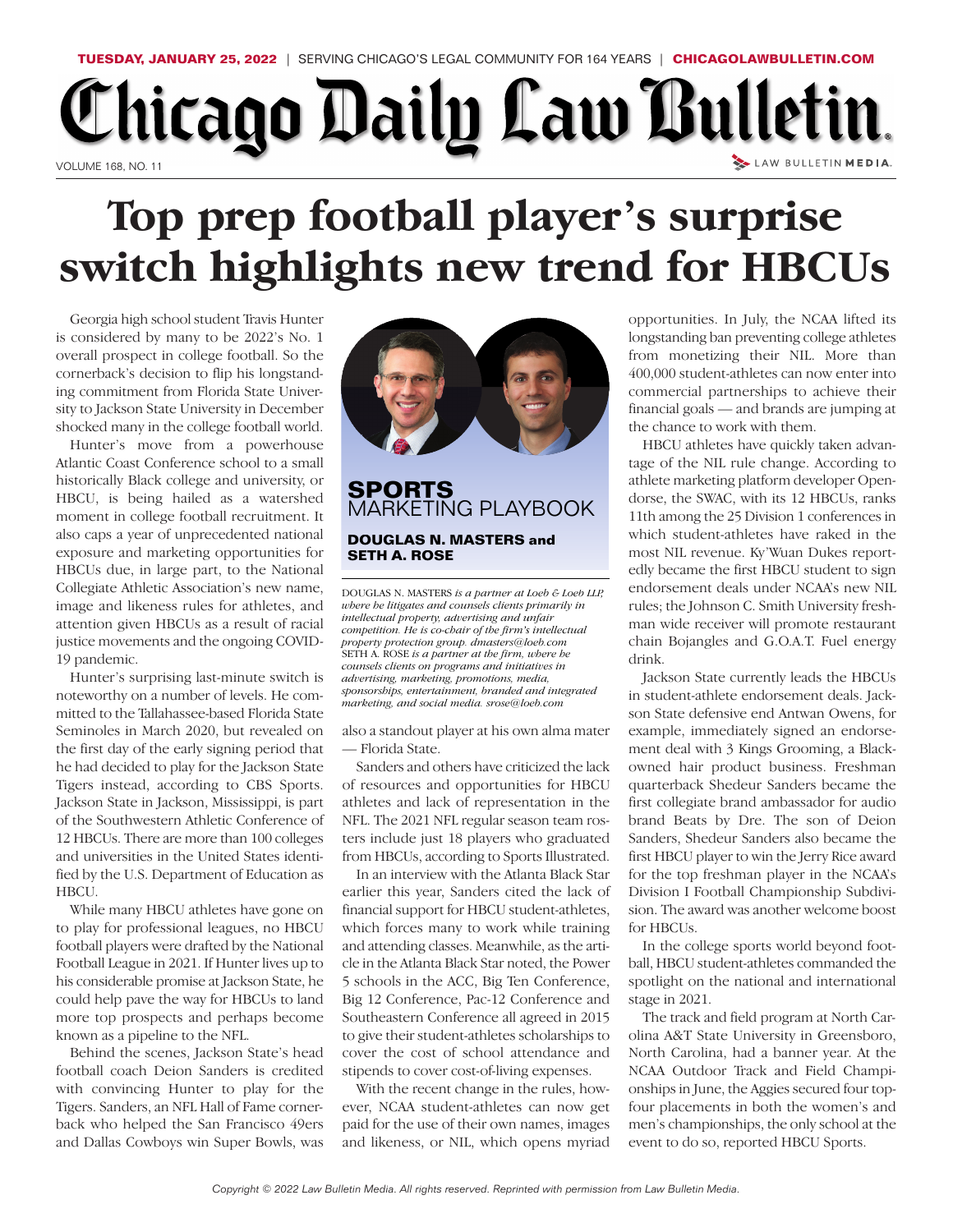TUESDAY, JANUARY 25, 2022 | SERVING CHICAGO'S LEGAL COMMUNITY FOR 164 YEARS | CHICAGOLAWBULLETIN.COM

# Chicago Daily Law Bulletin

VOLUME 168, NO. 11

# Top prep football player's surprise switch highlights new trend for HBCUs

## SPORTS MARKETING PLAYBOOK

**DOUGLAS N. MASTERS and SETH A. ROSE**

DOUGLAS N. MASTERS *is a partner at Loeb & Loeb LLP, where he litigates and counsels clients primarily in intellectual property, advertising and unfair competition. He is co-chair of the firm's intellectual property protection group. dmasters@loeb.com*
SETH A. ROSE *is a partner at the firm, where he counsels clients on programs and initiatives in advertising, marketing, promotions, media, sponsorships, entertainment, branded and integrated marketing, and social media. srose@loeb.com*

Georgia high school student Travis Hunter is considered by many to be 2022's No. 1 overall prospect in college football. So the cornerback's decision to flip his longstanding commitment from Florida State University to Jackson State University in December shocked many in the college football world.

Hunter's move from a powerhouse Atlantic Coast Conference school to a small historically Black college and university, or HBCU, is being hailed as a watershed moment in college football recruitment. It also caps a year of unprecedented national exposure and marketing opportunities for HBCUs due, in large part, to the National Collegiate Athletic Association's new name, image and likeness rules for athletes, and attention given HBCUs as a result of racial justice movements and the ongoing COVID-19 pandemic.

Hunter's surprising last-minute switch is noteworthy on a number of levels. He committed to the Tallahassee-based Florida State Seminoles in March 2020, but revealed on the first day of the early signing period that he had decided to play for the Jackson State Tigers instead, according to CBS Sports. Jackson State in Jackson, Mississippi, is part of the Southwestern Athletic Conference of 12 HBCUs. There are more than 100 colleges and universities in the United States identified by the U.S. Department of Education as HBCU.

While many HBCU athletes have gone on to play for professional leagues, no HBCU football players were drafted by the National Football League in 2021. If Hunter lives up to his considerable promise at Jackson State, he could help pave the way for HBCUs to land more top prospects and perhaps become known as a pipeline to the NFL.

Behind the scenes, Jackson State's head football coach Deion Sanders is credited with convincing Hunter to play for the Tigers. Sanders, an NFL Hall of Fame cornerback who helped the San Francisco 49ers and Dallas Cowboys win Super Bowls, was also a standout player at his own alma mater — Florida State.

Sanders and others have criticized the lack of resources and opportunities for HBCU athletes and lack of representation in the NFL. The 2021 NFL regular season team rosters include just 18 players who graduated from HBCUs, according to Sports Illustrated.

In an interview with the Atlanta Black Star earlier this year, Sanders cited the lack of financial support for HBCU student-athletes, which forces many to work while training and attending classes. Meanwhile, as the article in the Atlanta Black Star noted, the Power 5 schools in the ACC, Big Ten Conference, Big 12 Conference, Pac-12 Conference and Southeastern Conference all agreed in 2015 to give their student-athletes scholarships to cover the cost of school attendance and stipends to cover cost-of-living expenses.

With the recent change in the rules, however, NCAA student-athletes can now get paid for the use of their own names, images and likeness, or NIL, which opens myriad opportunities. In July, the NCAA lifted its longstanding ban preventing college athletes from monetizing their NIL. More than 400,000 student-athletes can now enter into commercial partnerships to achieve their financial goals — and brands are jumping at the chance to work with them.

HBCU athletes have quickly taken advantage of the NIL rule change. According to athlete marketing platform developer Opendorse, the SWAC, with its 12 HBCUs, ranks 11th among the 25 Division 1 conferences in which student-athletes have raked in the most NIL revenue. Ky'Wuan Dukes reportedly became the first HBCU student to sign endorsement deals under NCAA's new NIL rules; the Johnson C. Smith University freshman wide receiver will promote restaurant chain Bojangles and G.O.A.T. Fuel energy drink.

Jackson State currently leads the HBCUs in student-athlete endorsement deals. Jackson State defensive end Antwan Owens, for example, immediately signed an endorsement deal with 3 Kings Grooming, a Black-owned hair product business. Freshman quarterback Shedeur Sanders became the first collegiate brand ambassador for audio brand Beats by Dre. The son of Deion Sanders, Shedeur Sanders also became the first HBCU player to win the Jerry Rice award for the top freshman player in the NCAA's Division I Football Championship Subdivision. The award was another welcome boost for HBCUs.

In the college sports world beyond football, HBCU student-athletes commanded the spotlight on the national and international stage in 2021.

The track and field program at North Carolina A&T State University in Greensboro, North Carolina, had a banner year. At the NCAA Outdoor Track and Field Championships in June, the Aggies secured four top-four placements in both the women's and men's championships, the only school at the event to do so, reported HBCU Sports.

*Copyright © 2022 Law Bulletin Media. All rights reserved. Reprinted with permission from Law Bulletin Media.*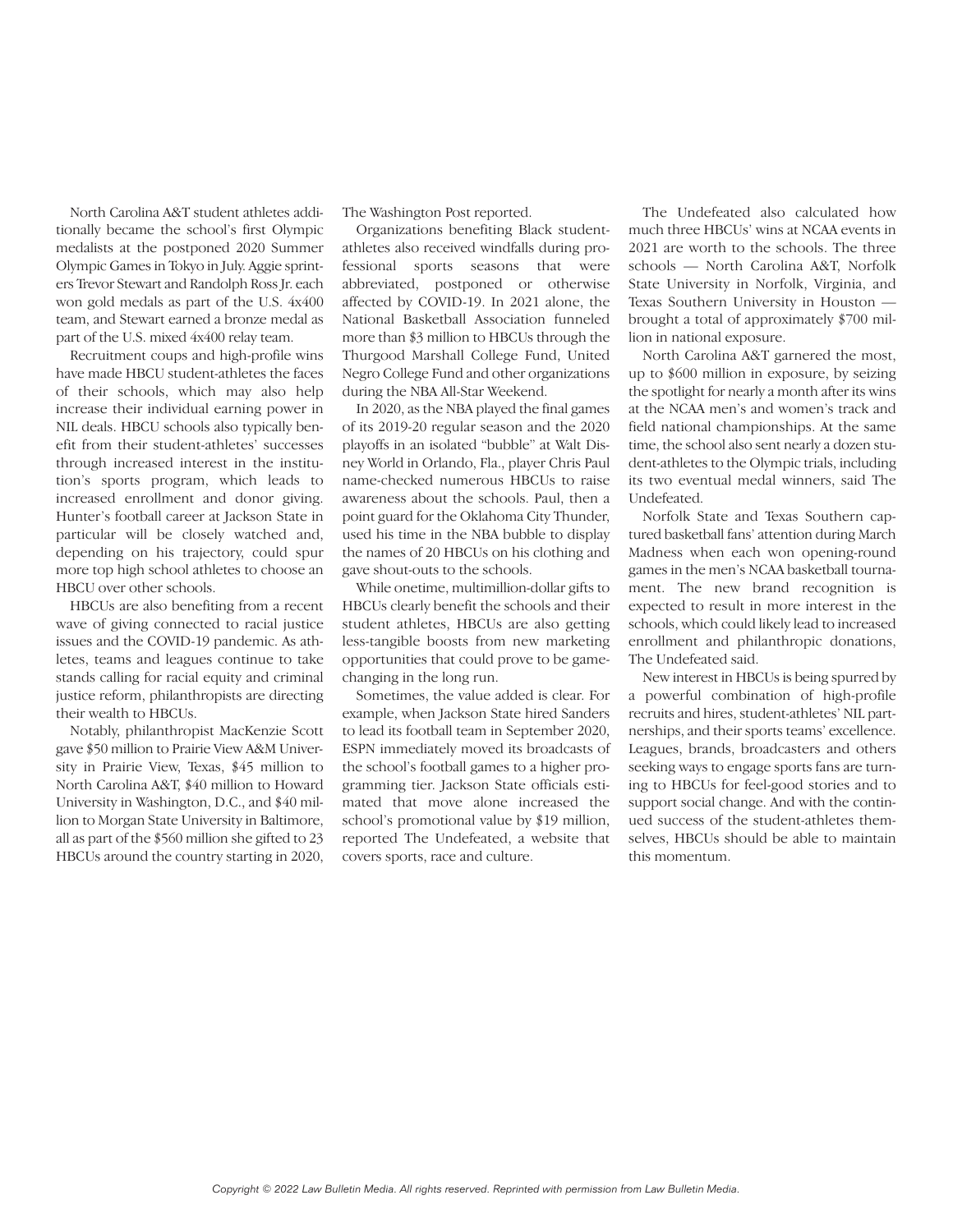North Carolina A&T student athletes additionally became the school's first Olympic medalists at the postponed 2020 Summer Olympic Games in Tokyo in July. Aggie sprinters Trevor Stewart and Randolph Ross Jr. each won gold medals as part of the U.S. 4x400 team, and Stewart earned a bronze medal as part of the U.S. mixed 4x400 relay team.

Recruitment coups and high-profile wins have made HBCU student-athletes the faces of their schools, which may also help increase their individual earning power in NIL deals. HBCU schools also typically benefit from their student-athletes' successes through increased interest in the institution's sports program, which leads to increased enrollment and donor giving. Hunter's football career at Jackson State in particular will be closely watched and, depending on his trajectory, could spur more top high school athletes to choose an HBCU over other schools.

HBCUs are also benefiting from a recent wave of giving connected to racial justice issues and the COVID-19 pandemic. As athletes, teams and leagues continue to take stands calling for racial equity and criminal justice reform, philanthropists are directing their wealth to HBCUs.

Notably, philanthropist MacKenzie Scott gave $50 million to Prairie View A&M University in Prairie View, Texas, $45 million to North Carolina A&T, $40 million to Howard University in Washington, D.C., and $40 million to Morgan State University in Baltimore, all as part of the $560 million she gifted to 23 HBCUs around the country starting in 2020, The Washington Post reported.

Organizations benefiting Black student-athletes also received windfalls during professional sports seasons that were abbreviated, postponed or otherwise affected by COVID-19. In 2021 alone, the National Basketball Association funneled more than $3 million to HBCUs through the Thurgood Marshall College Fund, United Negro College Fund and other organizations during the NBA All-Star Weekend.

In 2020, as the NBA played the final games of its 2019-20 regular season and the 2020 playoffs in an isolated "bubble" at Walt Disney World in Orlando, Fla., player Chris Paul name-checked numerous HBCUs to raise awareness about the schools. Paul, then a point guard for the Oklahoma City Thunder, used his time in the NBA bubble to display the names of 20 HBCUs on his clothing and gave shout-outs to the schools.

While onetime, multimillion-dollar gifts to HBCUs clearly benefit the schools and their student athletes, HBCUs are also getting less-tangible boosts from new marketing opportunities that could prove to be game-changing in the long run.

Sometimes, the value added is clear. For example, when Jackson State hired Sanders to lead its football team in September 2020, ESPN immediately moved its broadcasts of the school's football games to a higher programming tier. Jackson State officials estimated that move alone increased the school's promotional value by $19 million, reported The Undefeated, a website that covers sports, race and culture.

The Undefeated also calculated how much three HBCUs' wins at NCAA events in 2021 are worth to the schools. The three schools — North Carolina A&T, Norfolk State University in Norfolk, Virginia, and Texas Southern University in Houston — brought a total of approximately $700 million in national exposure.

North Carolina A&T garnered the most, up to $600 million in exposure, by seizing the spotlight for nearly a month after its wins at the NCAA men's and women's track and field national championships. At the same time, the school also sent nearly a dozen student-athletes to the Olympic trials, including its two eventual medal winners, said The Undefeated.

Norfolk State and Texas Southern captured basketball fans' attention during March Madness when each won opening-round games in the men's NCAA basketball tournament. The new brand recognition is expected to result in more interest in the schools, which could likely lead to increased enrollment and philanthropic donations, The Undefeated said.

New interest in HBCUs is being spurred by a powerful combination of high-profile recruits and hires, student-athletes' NIL partnerships, and their sports teams' excellence. Leagues, brands, broadcasters and others seeking ways to engage sports fans are turning to HBCUs for feel-good stories and to support social change. And with the continued success of the student-athletes themselves, HBCUs should be able to maintain this momentum.

*Copyright © 2022 Law Bulletin Media. All rights reserved. Reprinted with permission from Law Bulletin Media.*